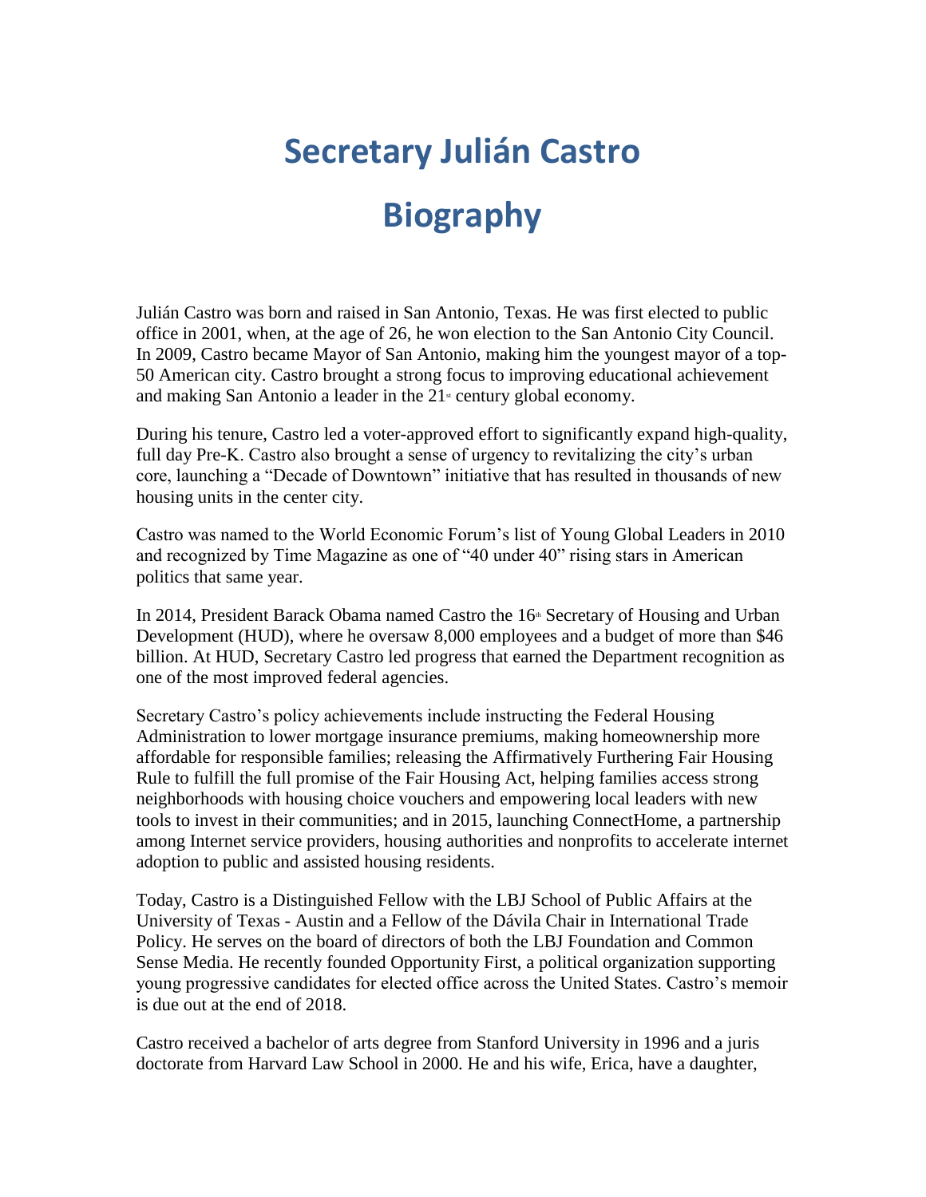# Secretary Julián Castro

# Biography

Julián Castro was born and raised in San Antonio, Texas. He was first elected to public office in 2001, when, at the age of 26, he won election to the San Antonio City Council. In 2009, Castro became Mayor of San Antonio, making him the youngest mayor of a top-50 American city. Castro brought a strong focus to improving educational achievement and making San Antonio a leader in the 21st century global economy.

During his tenure, Castro led a voter-approved effort to significantly expand high-quality, full day Pre-K. Castro also brought a sense of urgency to revitalizing the city's urban core, launching a "Decade of Downtown" initiative that has resulted in thousands of new housing units in the center city.

Castro was named to the World Economic Forum's list of Young Global Leaders in 2010 and recognized by Time Magazine as one of "40 under 40" rising stars in American politics that same year.

In 2014, President Barack Obama named Castro the 16th Secretary of Housing and Urban Development (HUD), where he oversaw 8,000 employees and a budget of more than $46 billion. At HUD, Secretary Castro led progress that earned the Department recognition as one of the most improved federal agencies.

Secretary Castro's policy achievements include instructing the Federal Housing Administration to lower mortgage insurance premiums, making homeownership more affordable for responsible families; releasing the Affirmatively Furthering Fair Housing Rule to fulfill the full promise of the Fair Housing Act, helping families access strong neighborhoods with housing choice vouchers and empowering local leaders with new tools to invest in their communities; and in 2015, launching ConnectHome, a partnership among Internet service providers, housing authorities and nonprofits to accelerate internet adoption to public and assisted housing residents.

Today, Castro is a Distinguished Fellow with the LBJ School of Public Affairs at the University of Texas - Austin and a Fellow of the Dávila Chair in International Trade Policy. He serves on the board of directors of both the LBJ Foundation and Common Sense Media. He recently founded Opportunity First, a political organization supporting young progressive candidates for elected office across the United States. Castro's memoir is due out at the end of 2018.

Castro received a bachelor of arts degree from Stanford University in 1996 and a juris doctorate from Harvard Law School in 2000. He and his wife, Erica, have a daughter,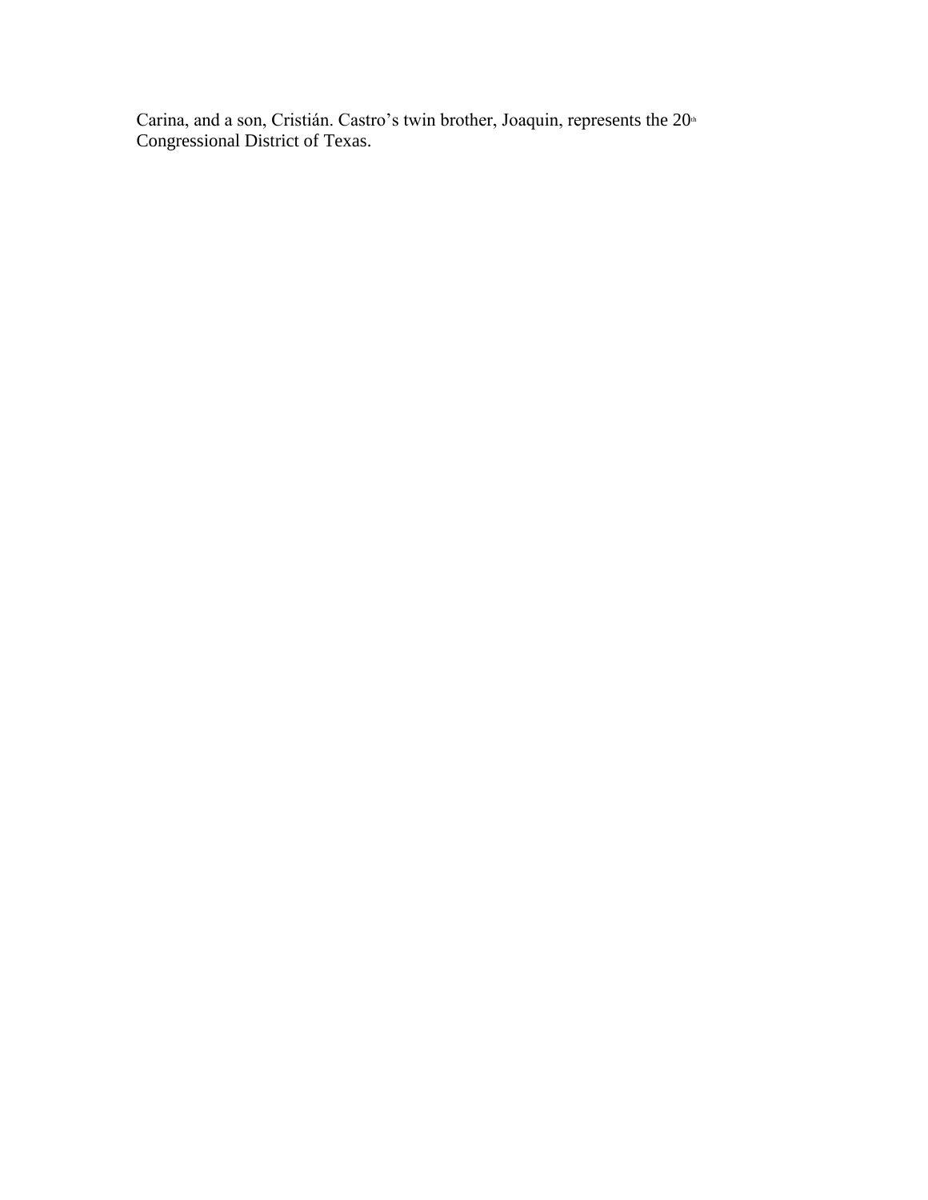Carina, and a son, Cristián. Castro’s twin brother, Joaquin, represents the 20th Congressional District of Texas.